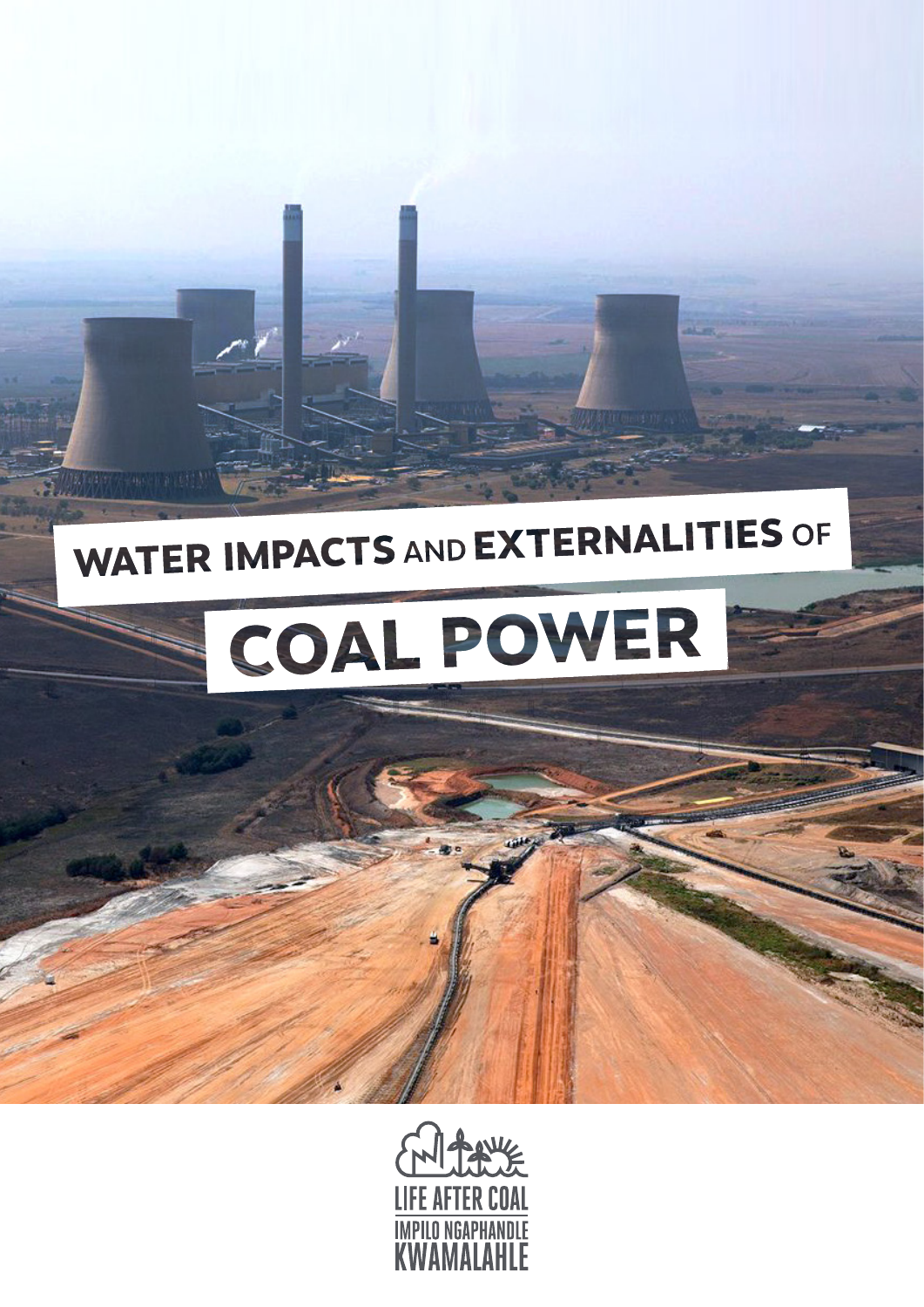# WATER IMPACTS AND EXTERNALITIES OF COAL POWER

LIFE AFTER COAL

IMPILO NGAPHANDLE KWAMALAHLE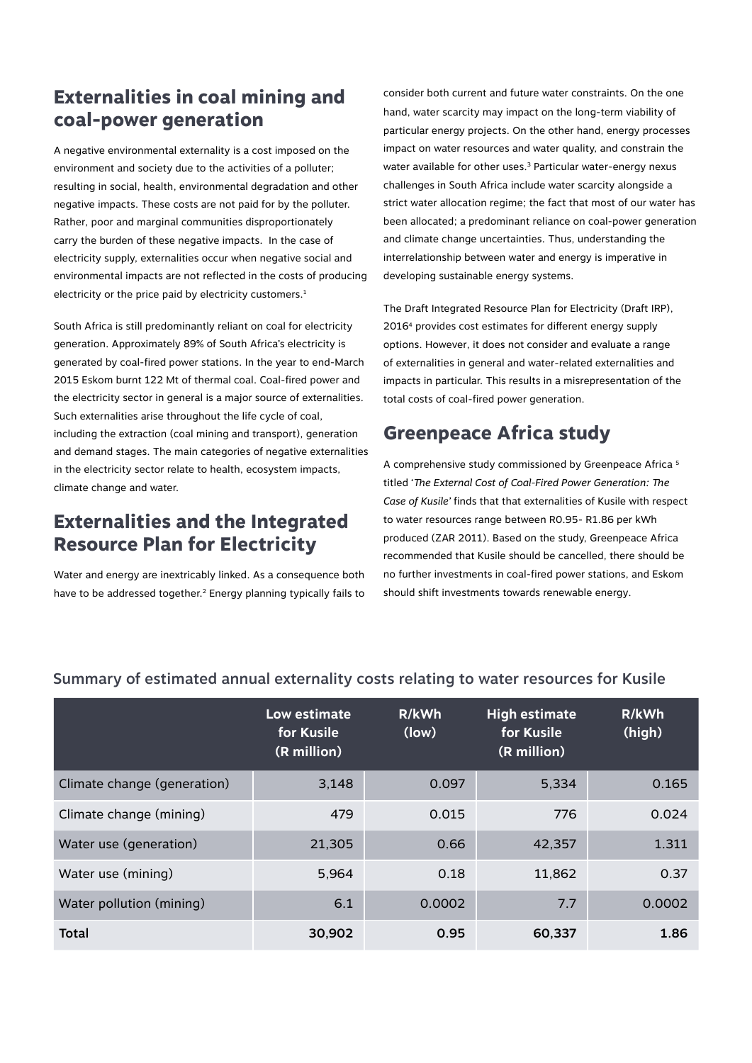## Externalities in coal mining and coal-power generation

A negative environmental externality is a cost imposed on the environment and society due to the activities of a polluter; resulting in social, health, environmental degradation and other negative impacts. These costs are not paid for by the polluter. Rather, poor and marginal communities disproportionately carry the burden of these negative impacts. In the case of electricity supply, externalities occur when negative social and environmental impacts are not reflected in the costs of producing electricity or the price paid by electricity customers.[1]

South Africa is still predominantly reliant on coal for electricity generation. Approximately 89% of South Africa's electricity is generated by coal-fired power stations. In the year to end-March 2015 Eskom burnt 122 Mt of thermal coal. Coal-fired power and the electricity sector in general is a major source of externalities. Such externalities arise throughout the life cycle of coal, including the extraction (coal mining and transport), generation and demand stages. The main categories of negative externalities in the electricity sector relate to health, ecosystem impacts, climate change and water.

## Externalities and the Integrated Resource Plan for Electricity

Water and energy are inextricably linked. As a consequence both have to be addressed together.[2] Energy planning typically fails to consider both current and future water constraints. On the one hand, water scarcity may impact on the long-term viability of particular energy projects. On the other hand, energy processes impact on water resources and water quality, and constrain the water available for other uses.[3] Particular water-energy nexus challenges in South Africa include water scarcity alongside a strict water allocation regime; the fact that most of our water has been allocated; a predominant reliance on coal-power generation and climate change uncertainties. Thus, understanding the interrelationship between water and energy is imperative in developing sustainable energy systems.

The Draft Integrated Resource Plan for Electricity (Draft IRP), 2016[4] provides cost estimates for different energy supply options. However, it does not consider and evaluate a range of externalities in general and water-related externalities and impacts in particular. This results in a misrepresentation of the total costs of coal-fired power generation.

## Greenpeace Africa study

A comprehensive study commissioned by Greenpeace Africa [5] titled '*The External Cost of Coal-Fired Power Generation: The Case of Kusile'* finds that that externalities of Kusile with respect to water resources range between R0.95- R1.86 per kWh produced (ZAR 2011). Based on the study, Greenpeace Africa recommended that Kusile should be cancelled, there should be no further investments in coal-fired power stations, and Eskom should shift investments towards renewable energy.

### Summary of estimated annual externality costs relating to water resources for Kusile

| | Low estimate for Kusile (R million) | R/kWh (low) | High estimate for Kusile (R million) | R/kWh (high) |
|---|---|---|---|---|
| Climate change (generation) | 3,148 | 0.097 | 5,334 | 0.165 |
| Climate change (mining) | 479 | 0.015 | 776 | 0.024 |
| Water use (generation) | 21,305 | 0.66 | 42,357 | 1.311 |
| Water use (mining) | 5,964 | 0.18 | 11,862 | 0.37 |
| Water pollution (mining) | 6.1 | 0.0002 | 7.7 | 0.0002 |
| **Total** | **30,902** | **0.95** | **60,337** | **1.86** |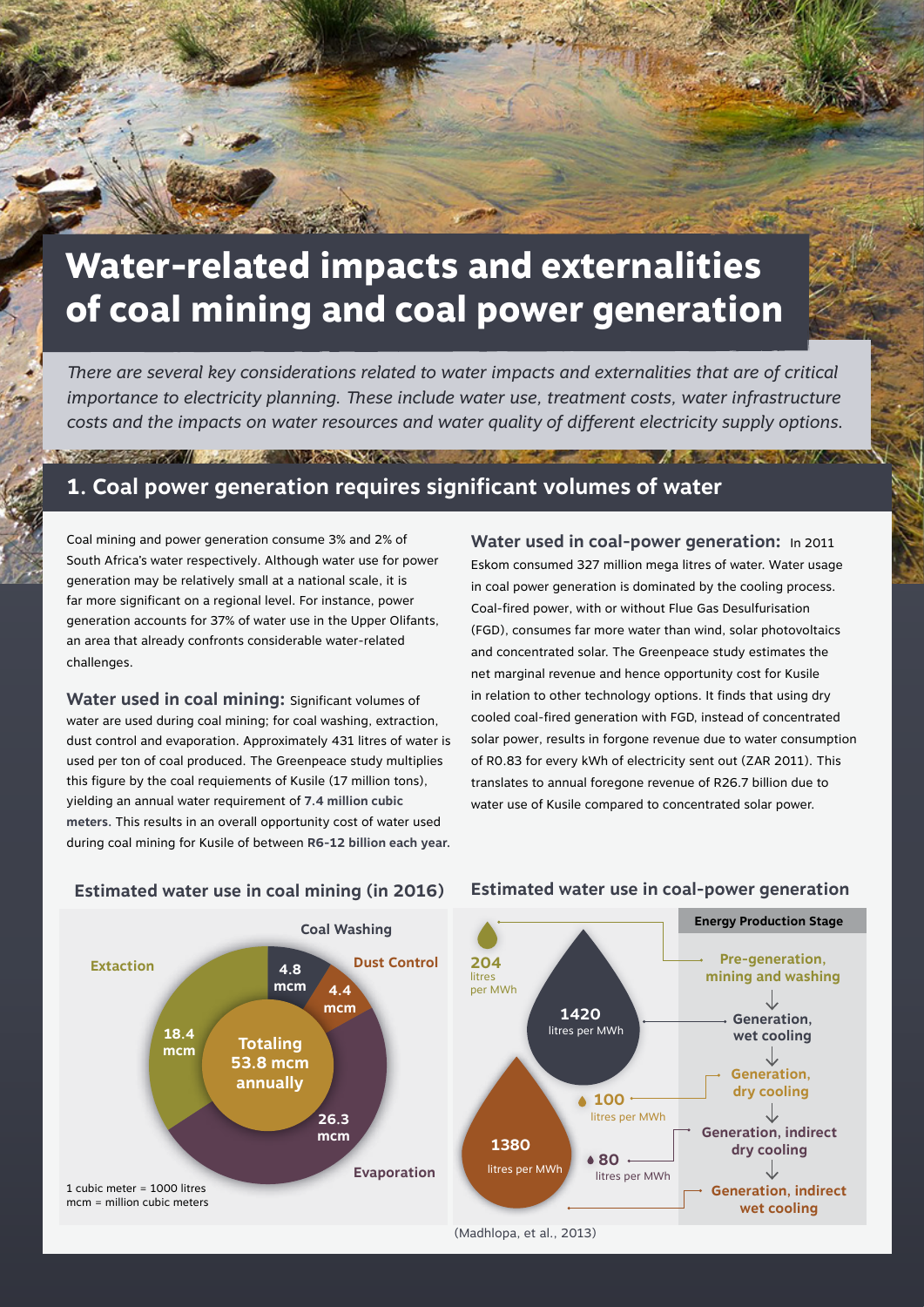# Water-related impacts and externalities of coal mining and coal power generation

*There are several key considerations related to water impacts and externalities that are of critical importance to electricity planning. These include water use, treatment costs, water infrastructure costs and the impacts on water resources and water quality of different electricity supply options.*

## 1. Coal power generation requires significant volumes of water

Coal mining and power generation consume 3% and 2% of South Africa's water respectively. Although water use for power generation may be relatively small at a national scale, it is far more significant on a regional level. For instance, power generation accounts for 37% of water use in the Upper Olifants, an area that already confronts considerable water-related challenges.

**Water used in coal mining:** Significant volumes of water are used during coal mining; for coal washing, extraction, dust control and evaporation. Approximately 431 litres of water is used per ton of coal produced. The Greenpeace study multiplies this figure by the coal requiements of Kusile (17 million tons), yielding an annual water requirement of **7.4 million cubic meters**. This results in an overall opportunity cost of water used during coal mining for Kusile of between **R6-12 billion each year**.

**Water used in coal-power generation:** In 2011 Eskom consumed 327 million mega litres of water. Water usage in coal power generation is dominated by the cooling process. Coal-fired power, with or without Flue Gas Desulfurisation (FGD), consumes far more water than wind, solar photovoltaics and concentrated solar. The Greenpeace study estimates the net marginal revenue and hence opportunity cost for Kusile in relation to other technology options. It finds that using dry cooled coal-fired generation with FGD, instead of concentrated solar power, results in forgone revenue due to water consumption of R0.83 for every kWh of electricity sent out (ZAR 2011). This translates to annual foregone revenue of R26.7 billion due to water use of Kusile compared to concentrated solar power.

### Estimated water use in coal mining (in 2016)

| Activity | Water use |
| --- | --- |
| Coal Washing | 4.8 mcm |
| Dust Control | 4.4 mcm |
| Evaporation | 26.3 mcm |
| Extaction | 18.4 mcm |
| **Totaling** | **53.8 mcm annually** |

1 cubic meter = 1000 litres
mcm = million cubic meters

### Estimated water use in coal-power generation

| Energy Production Stage | Water use |
| --- | --- |
| Pre-generation, mining and washing | 204 litres per MWh |
| Generation, wet cooling | 1420 litres per MWh |
| Generation, dry cooling | 100 litres per MWh |
| Generation, indirect dry cooling | 80 litres per MWh |
| Generation, indirect wet cooling | 1380 litres per MWh |

(Madhlopa, et al., 2013)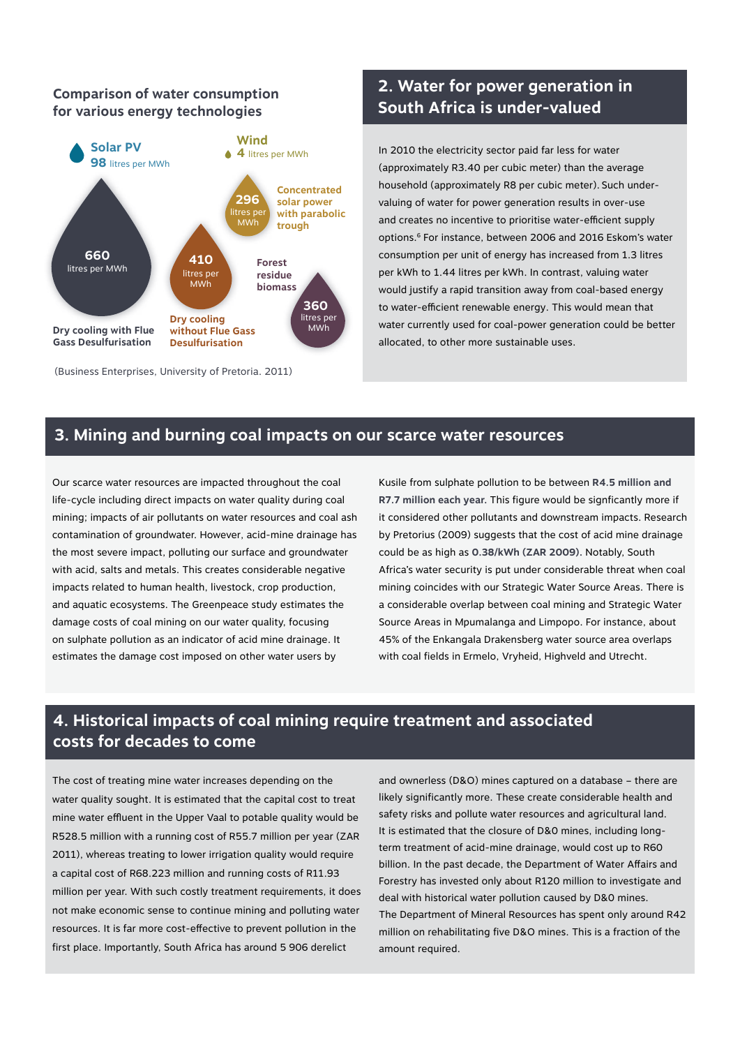### Comparison of water consumption for various energy technologies

**Solar PV** **98** litres per MWh

**Wind** **4** litres per MWh

**296** litres per MWh — **Concentrated solar power with parabolic trough**

**660** litres per MWh — **Dry cooling with Flue Gass Desulfurisation**

**410** litres per MWh — **Dry cooling without Flue Gass Desulfurisation**

**360** litres per MWh — **Forest residue biomass**

(Business Enterprises, University of Pretoria. 2011)

## 2. Water for power generation in South Africa is under-valued

In 2010 the electricity sector paid far less for water (approximately R3.40 per cubic meter) than the average household (approximately R8 per cubic meter). Such under-valuing of water for power generation results in over-use and creates no incentive to prioritise water-efficient supply options.[6] For instance, between 2006 and 2016 Eskom's water consumption per unit of energy has increased from 1.3 litres per kWh to 1.44 litres per kWh. In contrast, valuing water would justify a rapid transition away from coal-based energy to water-efficient renewable energy. This would mean that water currently used for coal-power generation could be better allocated, to other more sustainable uses.

## 3. Mining and burning coal impacts on our scarce water resources

Our scarce water resources are impacted throughout the coal life-cycle including direct impacts on water quality during coal mining; impacts of air pollutants on water resources and coal ash contamination of groundwater. However, acid-mine drainage has the most severe impact, polluting our surface and groundwater with acid, salts and metals. This creates considerable negative impacts related to human health, livestock, crop production, and aquatic ecosystems. The Greenpeace study estimates the damage costs of coal mining on our water quality, focusing on sulphate pollution as an indicator of acid mine drainage. It estimates the damage cost imposed on other water users by Kusile from sulphate pollution to be between **R4.5 million and R7.7 million each year.** This figure would be signficantly more if it considered other pollutants and downstream impacts. Research by Pretorius (2009) suggests that the cost of acid mine drainage could be as high as **0.38/kWh (ZAR 2009).** Notably, South Africa's water security is put under considerable threat when coal mining coincides with our Strategic Water Source Areas. There is a considerable overlap between coal mining and Strategic Water Source Areas in Mpumalanga and Limpopo. For instance, about 45% of the Enkangala Drakensberg water source area overlaps with coal fields in Ermelo, Vryheid, Highveld and Utrecht.

## 4. Historical impacts of coal mining require treatment and associated costs for decades to come

The cost of treating mine water increases depending on the water quality sought. It is estimated that the capital cost to treat mine water effluent in the Upper Vaal to potable quality would be R528.5 million with a running cost of R55.7 million per year (ZAR 2011), whereas treating to lower irrigation quality would require a capital cost of R68.223 million and running costs of R11.93 million per year. With such costly treatment requirements, it does not make economic sense to continue mining and polluting water resources. It is far more cost-effective to prevent pollution in the first place. Importantly, South Africa has around 5 906 derelict and ownerless (D&O) mines captured on a database – there are likely significantly more. These create considerable health and safety risks and pollute water resources and agricultural land. It is estimated that the closure of D&O mines, including long-term treatment of acid-mine drainage, would cost up to R60 billion. In the past decade, the Department of Water Affairs and Forestry has invested only about R120 million to investigate and deal with historical water pollution caused by D&O mines. The Department of Mineral Resources has spent only around R42 million on rehabilitating five D&O mines. This is a fraction of the amount required.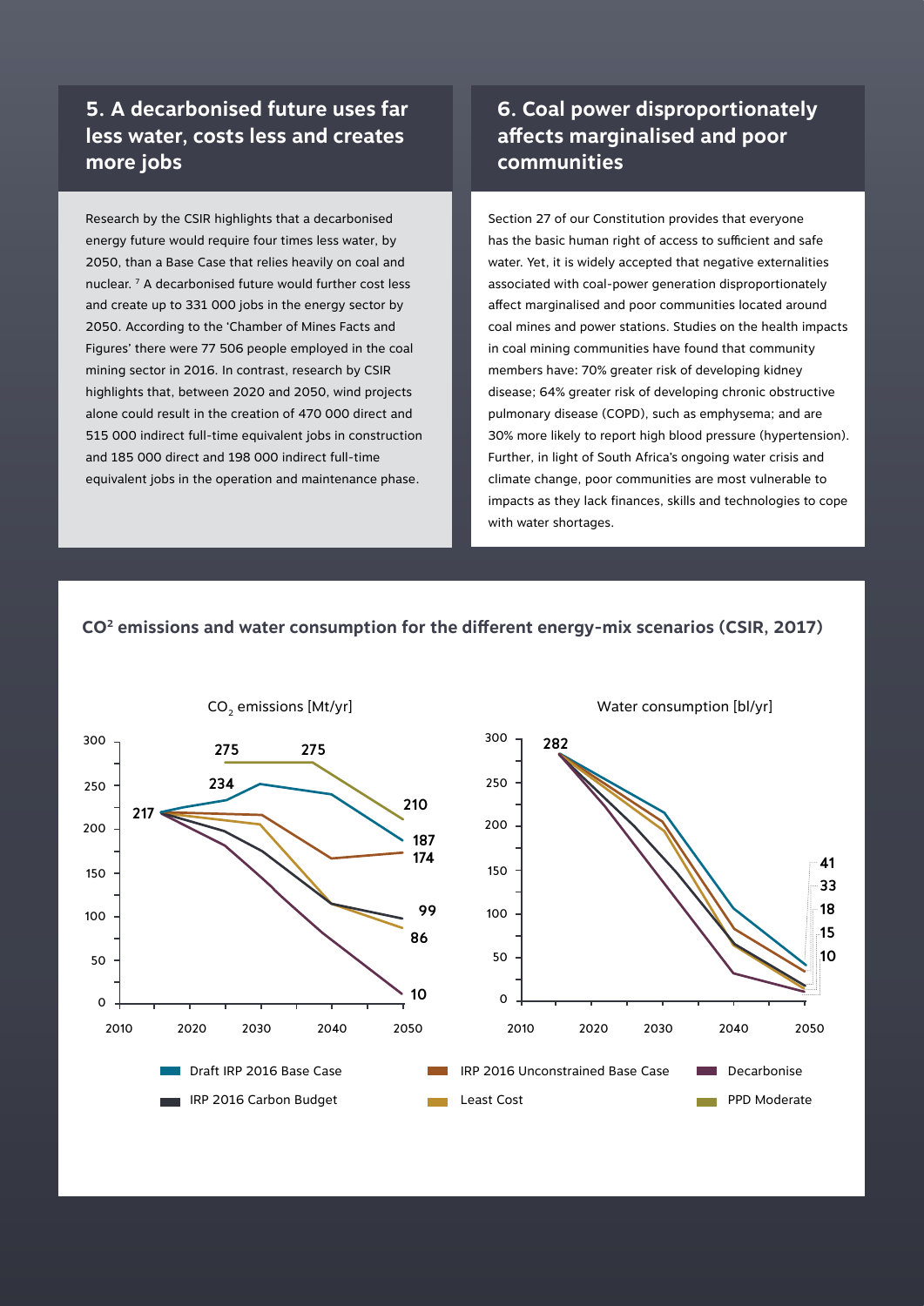## 5. A decarbonised future uses far less water, costs less and creates more jobs

Research by the CSIR highlights that a decarbonised energy future would require four times less water, by 2050, than a Base Case that relies heavily on coal and nuclear. [7] A decarbonised future would further cost less and create up to 331 000 jobs in the energy sector by 2050. According to the 'Chamber of Mines Facts and Figures' there were 77 506 people employed in the coal mining sector in 2016. In contrast, research by CSIR highlights that, between 2020 and 2050, wind projects alone could result in the creation of 470 000 direct and 515 000 indirect full-time equivalent jobs in construction and 185 000 direct and 198 000 indirect full-time equivalent jobs in the operation and maintenance phase.

## 6. Coal power disproportionately affects marginalised and poor communities

Section 27 of our Constitution provides that everyone has the basic human right of access to sufficient and safe water. Yet, it is widely accepted that negative externalities associated with coal-power generation disproportionately affect marginalised and poor communities located around coal mines and power stations. Studies on the health impacts in coal mining communities have found that community members have: 70% greater risk of developing kidney disease; 64% greater risk of developing chronic obstructive pulmonary disease (COPD), such as emphysema; and are 30% more likely to report high blood pressure (hypertension). Further, in light of South Africa's ongoing water crisis and climate change, poor communities are most vulnerable to impacts as they lack finances, skills and technologies to cope with water shortages.

**$CO^2$ emissions and water consumption for the different energy-mix scenarios (CSIR, 2017)**

$CO_2$ emissions [Mt/yr]

Water consumption [bl/yr]

Legend: Draft IRP 2016 Base Case; IRP 2016 Unconstrained Base Case; Decarbonise; IRP 2016 Carbon Budget; Least Cost; PPD Moderate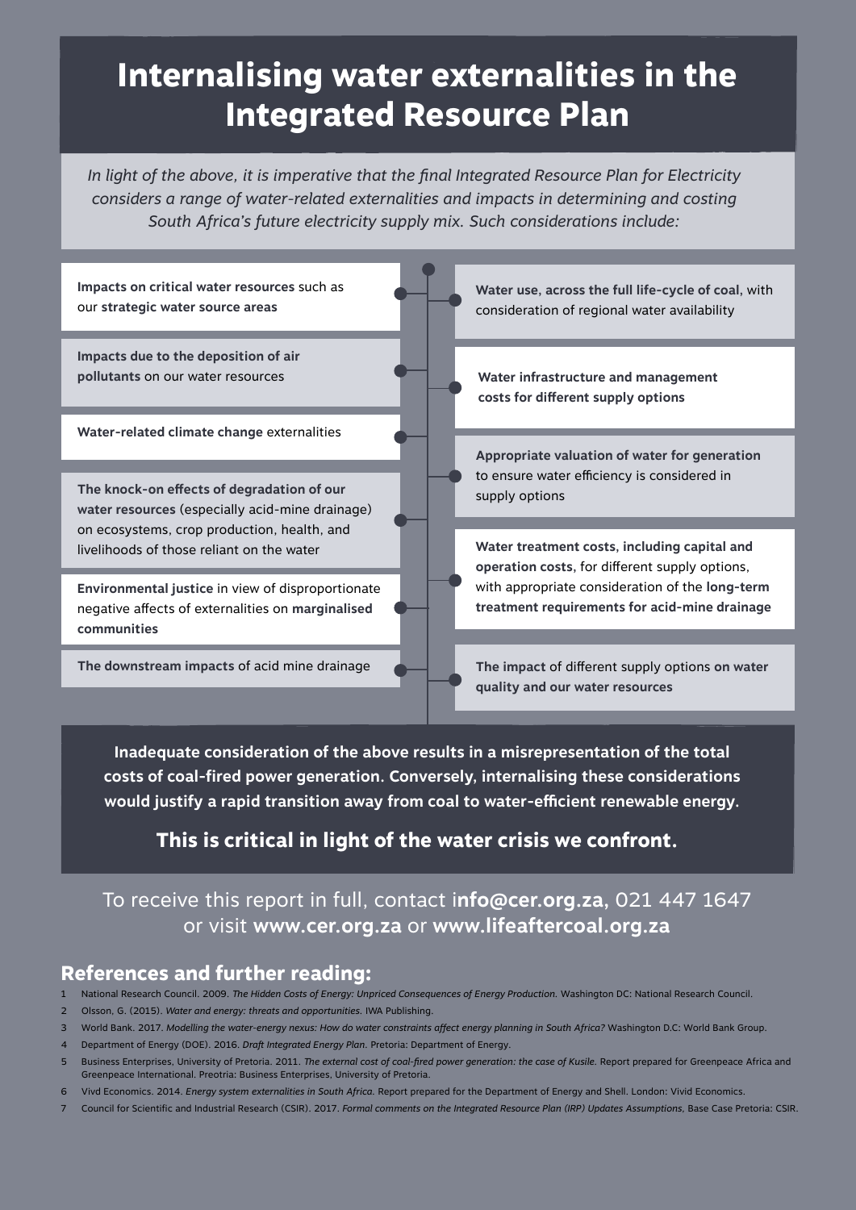# Internalising water externalities in the Integrated Resource Plan

*In light of the above, it is imperative that the final Integrated Resource Plan for Electricity considers a range of water-related externalities and impacts in determining and costing South Africa's future electricity supply mix. Such considerations include:*

- **Impacts on critical water resources** such as our **strategic water source areas**
- **Impacts due to the deposition of air pollutants** on our water resources
- **Water-related climate change** externalities
- **The knock-on effects of degradation of our water resources** (especially acid-mine drainage) on ecosystems, crop production, health, and livelihoods of those reliant on the water
- **Environmental justice** in view of disproportionate negative affects of externalities on **marginalised communities**
- **The downstream impacts** of acid mine drainage
- **Water use, across the full life-cycle of coal**, with consideration of regional water availability
- **Water infrastructure and management costs for different supply options**
- **Appropriate valuation of water for generation** to ensure water efficiency is considered in supply options
- **Water treatment costs, including capital and operation costs**, for different supply options, with appropriate consideration of the **long-term treatment requirements for acid-mine drainage**
- **The impact** of different supply options **on water quality and our water resources**

**Inadequate consideration of the above results in a misrepresentation of the total costs of coal-fired power generation. Conversely, internalising these considerations would justify a rapid transition away from coal to water-efficient renewable energy.**

**This is critical in light of the water crisis we confront.**

To receive this report in full, contact **info@cer.org.za**, 021 447 1647 or visit **www.cer.org.za** or **www.lifeaftercoal.org.za**

## References and further reading:

1. National Research Council. 2009. *The Hidden Costs of Energy: Unpriced Consequences of Energy Production.* Washington DC: National Research Council.
2. Olsson, G. (2015). *Water and energy: threats and opportunities.* IWA Publishing.
3. World Bank. 2017. *Modelling the water-energy nexus: How do water constraints affect energy planning in South Africa?* Washington D.C: World Bank Group.
4. Department of Energy (DOE). 2016. *Draft Integrated Energy Plan.* Pretoria: Department of Energy.
5. Business Enterprises, University of Pretoria. 2011. *The external cost of coal-fired power generation: the case of Kusile.* Report prepared for Greenpeace Africa and Greenpeace International. Preotria: Business Enterprises, University of Pretoria.
6. Vivd Economics. 2014. *Energy system externalities in South Africa.* Report prepared for the Department of Energy and Shell. London: Vivid Economics.
7. Council for Scientific and Industrial Research (CSIR). 2017. *Formal comments on the Integrated Resource Plan (IRP) Updates Assumptions*, Base Case Pretoria: CSIR.